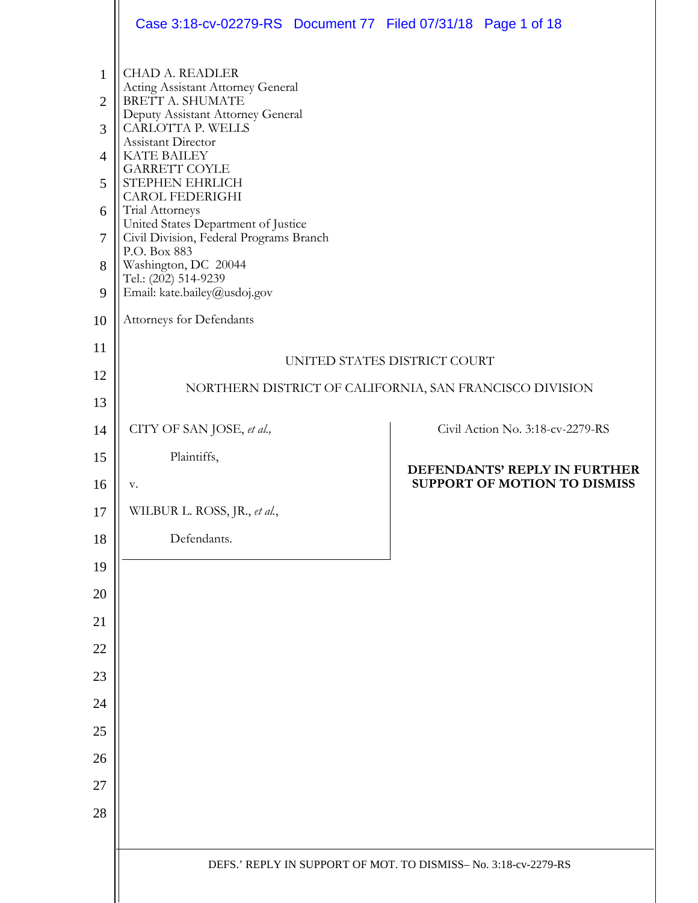CHAD A. READLER
Acting Assistant Attorney General
BRETT A. SHUMATE
Deputy Assistant Attorney General
CARLOTTA P. WELLS
Assistant Director
KATE BAILEY
GARRETT COYLE
STEPHEN EHRLICH
CAROL FEDERIGHI
Trial Attorneys
United States Department of Justice
Civil Division, Federal Programs Branch
P.O. Box 883
Washington, DC 20044
Tel.: (202) 514-9239
Email: kate.bailey@usdoj.gov

Attorneys for Defendants

UNITED STATES DISTRICT COURT

NORTHERN DISTRICT OF CALIFORNIA, SAN FRANCISCO DIVISION

| | |
|---|---|
| CITY OF SAN JOSE, *et al.*,<br><br>Plaintiffs,<br><br>v.<br><br>WILBUR L. ROSS, JR., *et al.*,<br><br>Defendants. | Civil Action No. 3:18-cv-2279-RS<br><br>**DEFENDANTS' REPLY IN FURTHER SUPPORT OF MOTION TO DISMISS** |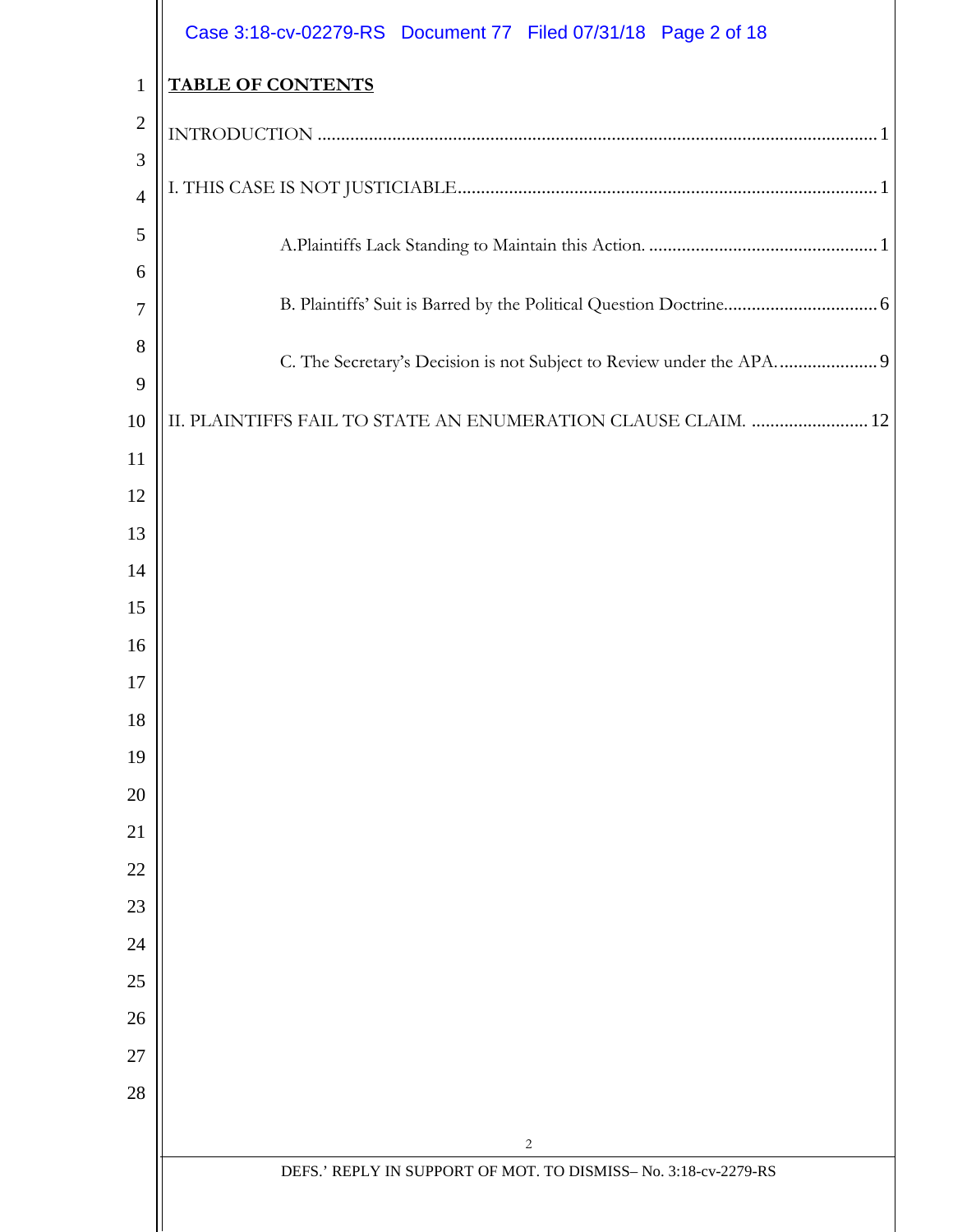**TABLE OF CONTENTS**

INTRODUCTION .......................................................................................................................... 1

I. THIS CASE IS NOT JUSTICIABLE......................................................................................... 1

A.Plaintiffs Lack Standing to Maintain this Action. ................................................. 1

B. Plaintiffs' Suit is Barred by the Political Question Doctrine................................. 6

C. The Secretary's Decision is not Subject to Review under the APA...................... 9

II. PLAINTIFFS FAIL TO STATE AN ENUMERATION CLAUSE CLAIM. ......................... 12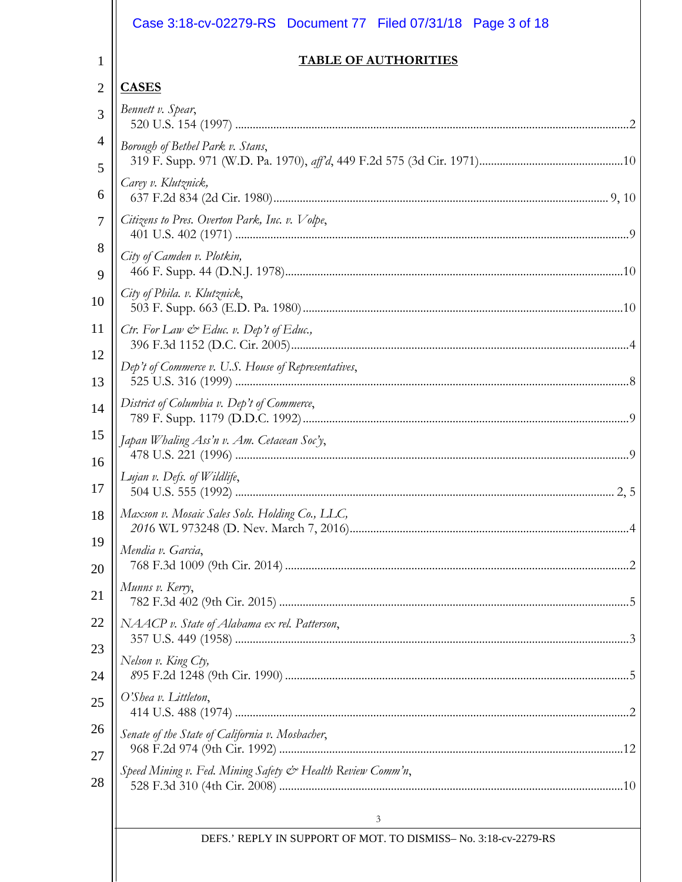## TABLE OF AUTHORITIES

**CASES**

*Bennett v. Spear*, 520 U.S. 154 (1997) .......... 2

*Borough of Bethel Park v. Stans*, 319 F. Supp. 971 (W.D. Pa. 1970), *aff'd*, 449 F.2d 575 (3d Cir. 1971) .......... 10

*Carey v. Klutznick,* 637 F.2d 834 (2d Cir. 1980) .......... 9, 10

*Citizens to Pres. Overton Park, Inc. v. Volpe*, 401 U.S. 402 (1971) .......... 9

*City of Camden v. Plotkin,* 466 F. Supp. 44 (D.N.J. 1978) .......... 10

*City of Phila. v. Klutznick*, 503 F. Supp. 663 (E.D. Pa. 1980) .......... 10

*Ctr. For Law & Educ. v. Dep't of Educ.,* 396 F.3d 1152 (D.C. Cir. 2005) .......... 4

*Dep't of Commerce v. U.S. House of Representatives*, 525 U.S. 316 (1999) .......... 8

*District of Columbia v. Dep't of Commerce*, 789 F. Supp. 1179 (D.D.C. 1992) .......... 9

*Japan Whaling Ass'n v. Am. Cetacean Soc'y*, 478 U.S. 221 (1996) .......... 9

*Lujan v. Defs. of Wildlife*, 504 U.S. 555 (1992) .......... 2, 5

*Maxson v. Mosaic Sales Sols. Holding Co., LLC,* *2016* WL 973248 (D. Nev. March 7, 2016) .......... 4

*Mendia v. Garcia*, 768 F.3d 1009 (9th Cir. 2014) .......... 2

*Munns v. Kerry*, 782 F.3d 402 (9th Cir. 2015) .......... 5

*NAACP v. State of Alabama ex rel. Patterson*, 357 U.S. 449 (1958) .......... 3

*Nelson v. King Cty,* 895 F.2d 1248 (9th Cir. 1990) .......... 5

*O'Shea v. Littleton*, 414 U.S. 488 (1974) .......... 2

*Senate of the State of California v. Mosbacher*, 968 F.2d 974 (9th Cir. 1992) .......... 12

*Speed Mining v. Fed. Mining Safety & Health Review Comm'n*, 528 F.3d 310 (4th Cir. 2008) .......... 10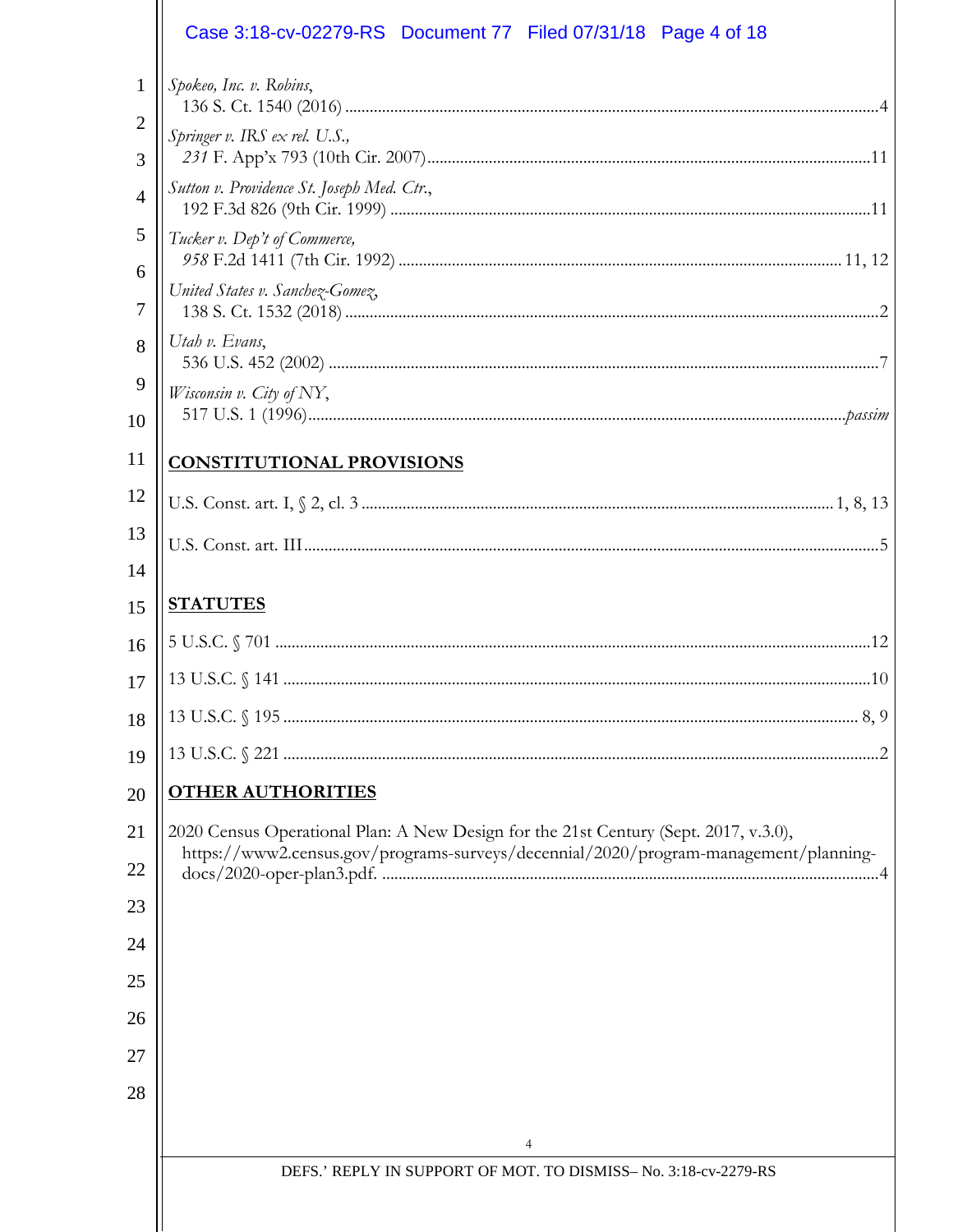*Spokeo, Inc. v. Robins*,
136 S. Ct. 1540 (2016) ....................................................................................................................4

*Springer v. IRS ex rel. U.S.*,
*231* F. App'x 793 (10th Cir. 2007).............................................................................................11

*Sutton v. Providence St. Joseph Med. Ctr.*,
192 F.3d 826 (9th Cir. 1999) ......................................................................................................11

*Tucker v. Dep't of Commerce*,
*958* F.2d 1411 (7th Cir. 1992) ............................................................................................ 11, 12

*United States v. Sanchez-Gomez*,
138 S. Ct. 1532 (2018) ..................................................................................................................2

*Utah v. Evans*,
536 U.S. 452 (2002) ......................................................................................................................7

*Wisconsin v. City of NY*,
517 U.S. 1 (1996).................................................................................................................*passim*

## CONSTITUTIONAL PROVISIONS

U.S. Const. art. I, § 2, cl. 3 ................................................................................................. 1, 8, 13

U.S. Const. art. III..........................................................................................................................5

## STATUTES

5 U.S.C. § 701 ..............................................................................................................................12

13 U.S.C. § 141 .............................................................................................................................10

13 U.S.C. § 195 .......................................................................................................................... 8, 9

13 U.S.C. § 221 ...............................................................................................................................2

## OTHER AUTHORITIES

2020 Census Operational Plan: A New Design for the 21st Century (Sept. 2017, v.3.0),
https://www2.census.gov/programs-surveys/decennial/2020/program-management/planning-docs/2020-oper-plan3.pdf. .......................................................................................................4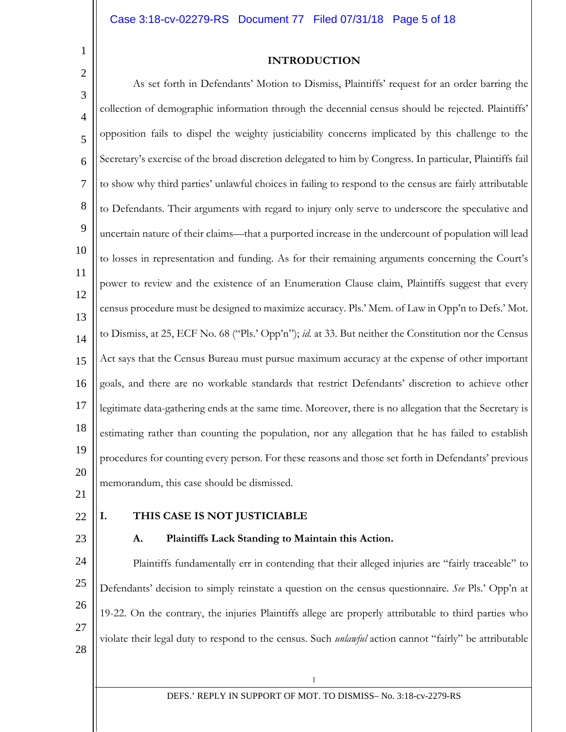## INTRODUCTION

As set forth in Defendants' Motion to Dismiss, Plaintiffs' request for an order barring the collection of demographic information through the decennial census should be rejected. Plaintiffs' opposition fails to dispel the weighty justiciability concerns implicated by this challenge to the Secretary's exercise of the broad discretion delegated to him by Congress. In particular, Plaintiffs fail to show why third parties' unlawful choices in failing to respond to the census are fairly attributable to Defendants. Their arguments with regard to injury only serve to underscore the speculative and uncertain nature of their claims—that a purported increase in the undercount of population will lead to losses in representation and funding. As for their remaining arguments concerning the Court's power to review and the existence of an Enumeration Clause claim, Plaintiffs suggest that every census procedure must be designed to maximize accuracy. Pls.' Mem. of Law in Opp'n to Defs.' Mot. to Dismiss, at 25, ECF No. 68 ("Pls.' Opp'n"); *id.* at 33. But neither the Constitution nor the Census Act says that the Census Bureau must pursue maximum accuracy at the expense of other important goals, and there are no workable standards that restrict Defendants' discretion to achieve other legitimate data-gathering ends at the same time. Moreover, there is no allegation that the Secretary is estimating rather than counting the population, nor any allegation that he has failed to establish procedures for counting every person. For these reasons and those set forth in Defendants' previous memorandum, this case should be dismissed.

## I. THIS CASE IS NOT JUSTICIABLE

### A. Plaintiffs Lack Standing to Maintain this Action.

Plaintiffs fundamentally err in contending that their alleged injuries are "fairly traceable" to Defendants' decision to simply reinstate a question on the census questionnaire. *See* Pls.' Opp'n at 19-22. On the contrary, the injuries Plaintiffs allege are properly attributable to third parties who violate their legal duty to respond to the census. Such *unlawful* action cannot "fairly" be attributable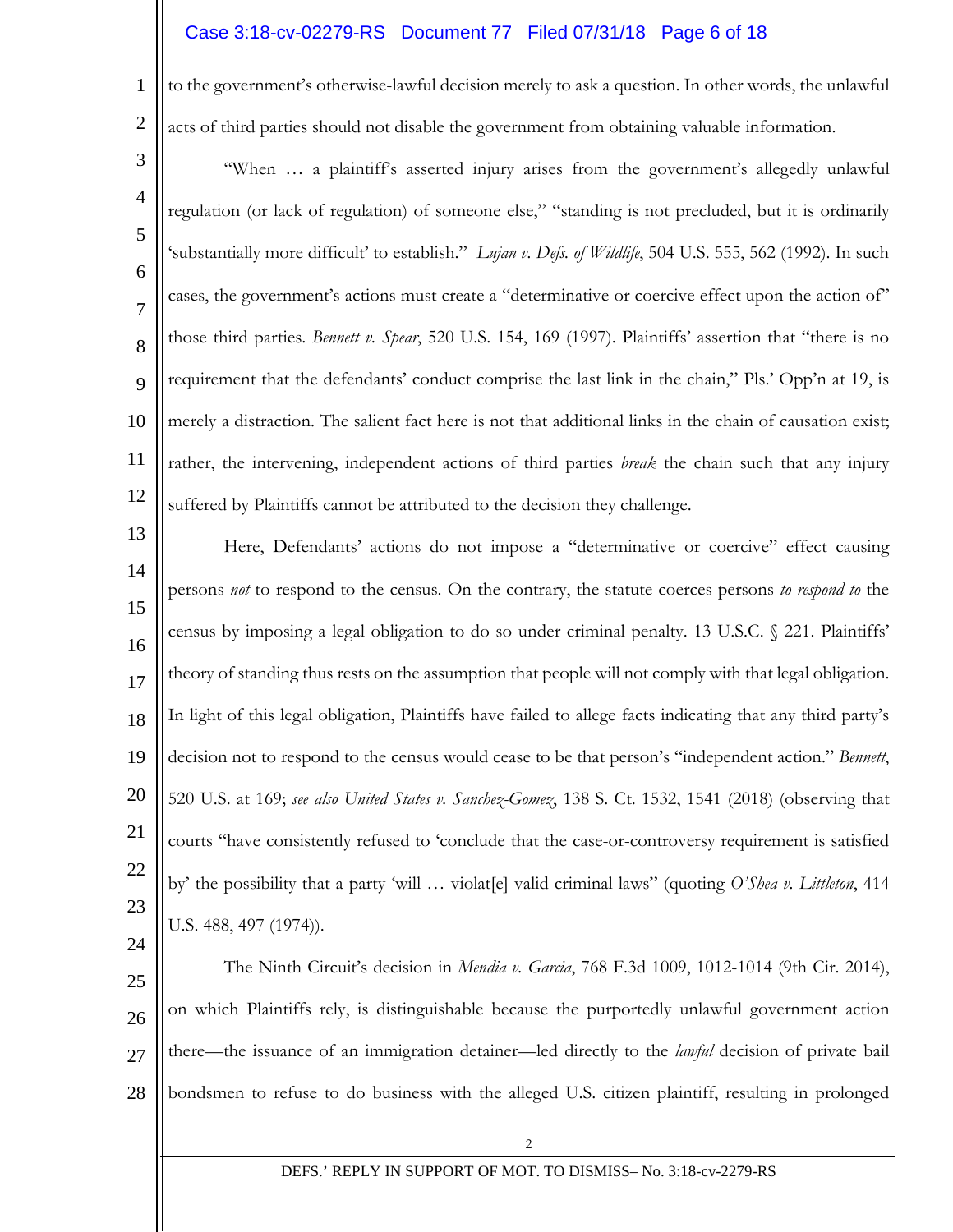to the government's otherwise-lawful decision merely to ask a question. In other words, the unlawful acts of third parties should not disable the government from obtaining valuable information.

"When … a plaintiff's asserted injury arises from the government's allegedly unlawful regulation (or lack of regulation) of someone else," "standing is not precluded, but it is ordinarily 'substantially more difficult' to establish." *Lujan v. Defs. of Wildlife*, 504 U.S. 555, 562 (1992). In such cases, the government's actions must create a "determinative or coercive effect upon the action of" those third parties. *Bennett v. Spear*, 520 U.S. 154, 169 (1997). Plaintiffs' assertion that "there is no requirement that the defendants' conduct comprise the last link in the chain," Pls.' Opp'n at 19, is merely a distraction. The salient fact here is not that additional links in the chain of causation exist; rather, the intervening, independent actions of third parties *break* the chain such that any injury suffered by Plaintiffs cannot be attributed to the decision they challenge.

Here, Defendants' actions do not impose a "determinative or coercive" effect causing persons *not* to respond to the census. On the contrary, the statute coerces persons *to respond to* the census by imposing a legal obligation to do so under criminal penalty. 13 U.S.C. § 221. Plaintiffs' theory of standing thus rests on the assumption that people will not comply with that legal obligation. In light of this legal obligation, Plaintiffs have failed to allege facts indicating that any third party's decision not to respond to the census would cease to be that person's "independent action." *Bennett*, 520 U.S. at 169; *see also United States v. Sanchez-Gomez*, 138 S. Ct. 1532, 1541 (2018) (observing that courts "have consistently refused to 'conclude that the case-or-controversy requirement is satisfied by' the possibility that a party 'will … violat[e] valid criminal laws" (quoting *O'Shea v. Littleton*, 414 U.S. 488, 497 (1974)).

The Ninth Circuit's decision in *Mendia v. Garcia*, 768 F.3d 1009, 1012-1014 (9th Cir. 2014), on which Plaintiffs rely, is distinguishable because the purportedly unlawful government action there—the issuance of an immigration detainer—led directly to the *lawful* decision of private bail bondsmen to refuse to do business with the alleged U.S. citizen plaintiff, resulting in prolonged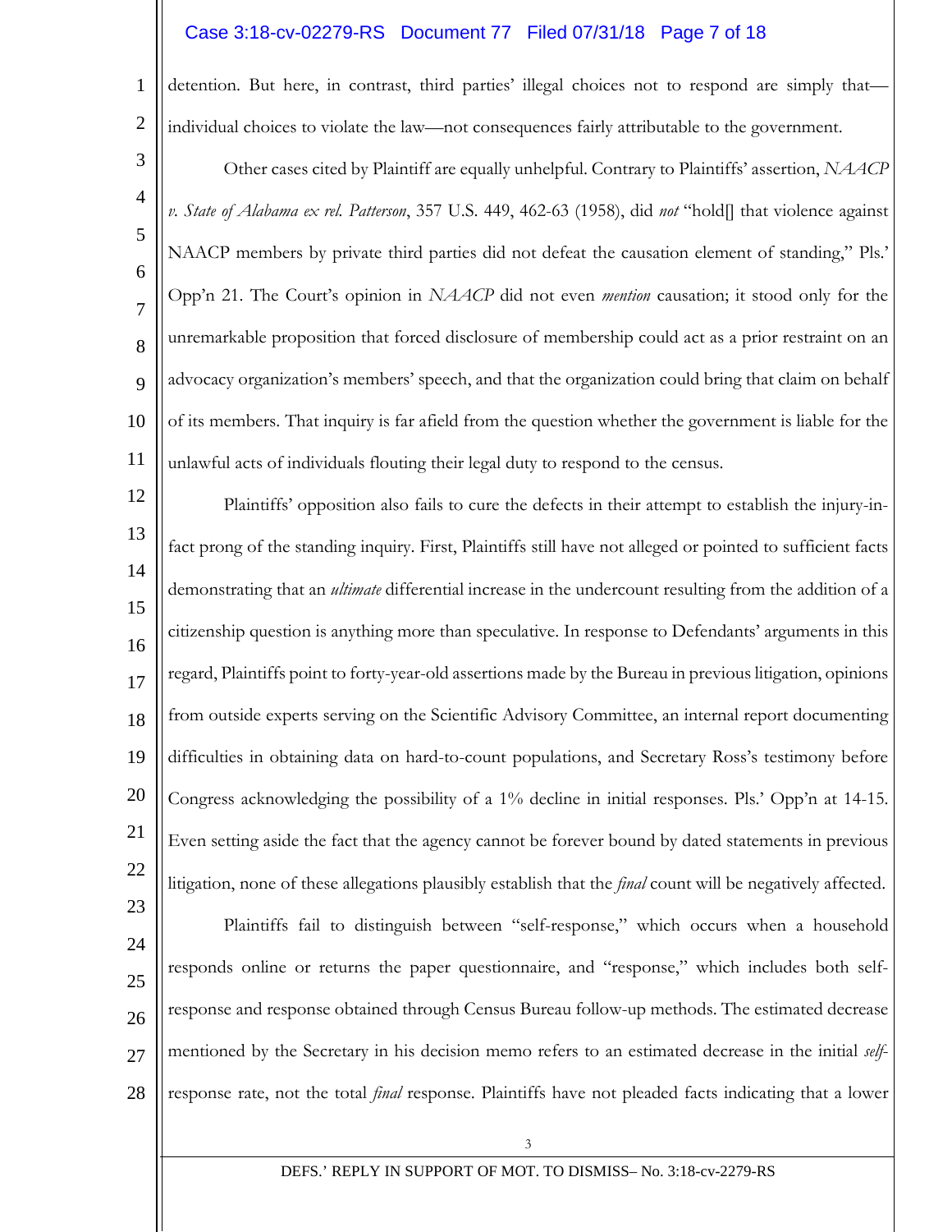detention. But here, in contrast, third parties' illegal choices not to respond are simply that—individual choices to violate the law—not consequences fairly attributable to the government.

Other cases cited by Plaintiff are equally unhelpful. Contrary to Plaintiffs' assertion, *NAACP v. State of Alabama ex rel. Patterson*, 357 U.S. 449, 462-63 (1958), did *not* "hold[] that violence against NAACP members by private third parties did not defeat the causation element of standing," Pls.' Opp'n 21. The Court's opinion in *NAACP* did not even *mention* causation; it stood only for the unremarkable proposition that forced disclosure of membership could act as a prior restraint on an advocacy organization's members' speech, and that the organization could bring that claim on behalf of its members. That inquiry is far afield from the question whether the government is liable for the unlawful acts of individuals flouting their legal duty to respond to the census.

Plaintiffs' opposition also fails to cure the defects in their attempt to establish the injury-in-fact prong of the standing inquiry. First, Plaintiffs still have not alleged or pointed to sufficient facts demonstrating that an *ultimate* differential increase in the undercount resulting from the addition of a citizenship question is anything more than speculative. In response to Defendants' arguments in this regard, Plaintiffs point to forty-year-old assertions made by the Bureau in previous litigation, opinions from outside experts serving on the Scientific Advisory Committee, an internal report documenting difficulties in obtaining data on hard-to-count populations, and Secretary Ross's testimony before Congress acknowledging the possibility of a 1% decline in initial responses. Pls.' Opp'n at 14-15. Even setting aside the fact that the agency cannot be forever bound by dated statements in previous litigation, none of these allegations plausibly establish that the *final* count will be negatively affected.

Plaintiffs fail to distinguish between "self-response," which occurs when a household responds online or returns the paper questionnaire, and "response," which includes both self-response and response obtained through Census Bureau follow-up methods. The estimated decrease mentioned by the Secretary in his decision memo refers to an estimated decrease in the initial *self*-response rate, not the total *final* response. Plaintiffs have not pleaded facts indicating that a lower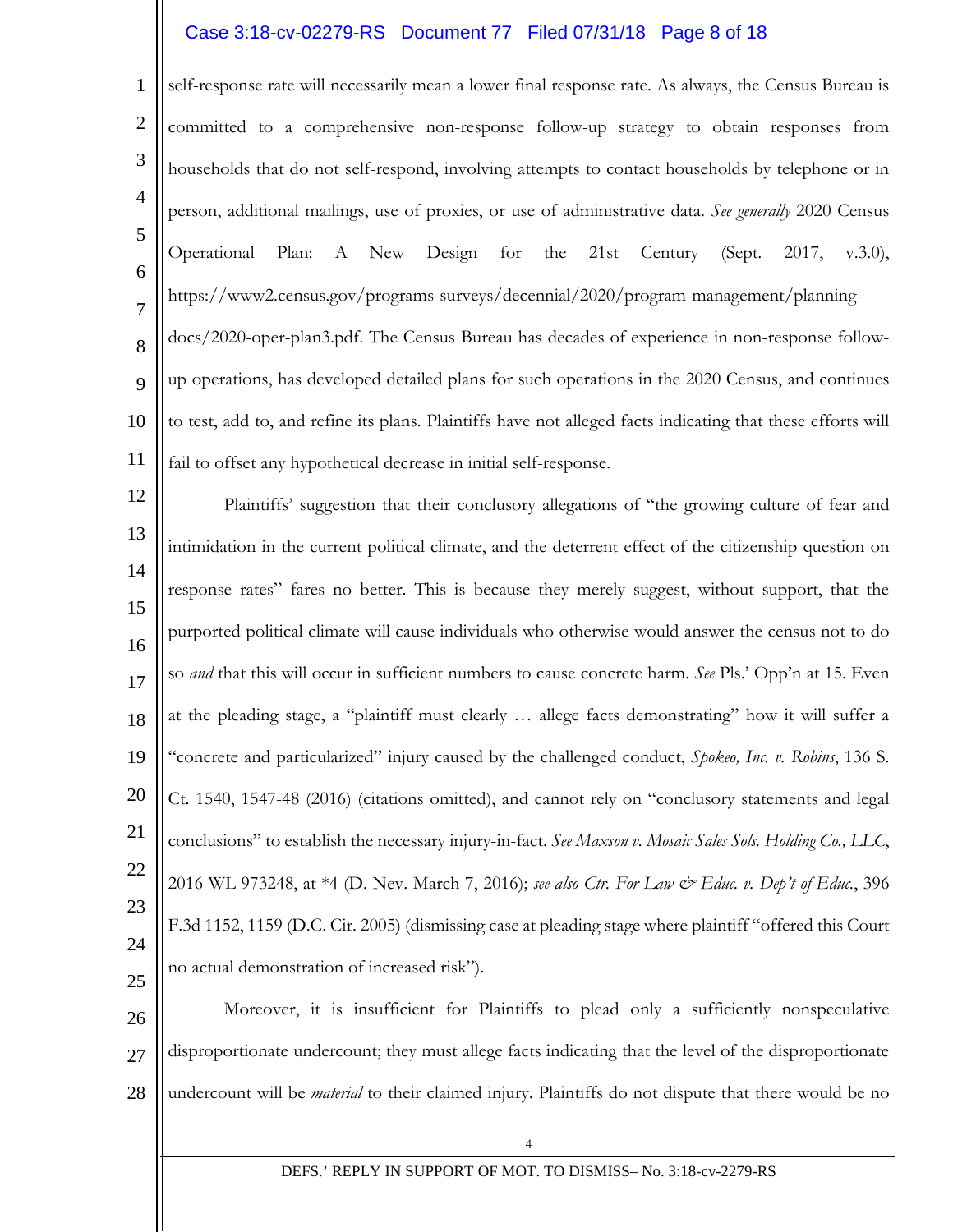self-response rate will necessarily mean a lower final response rate. As always, the Census Bureau is committed to a comprehensive non-response follow-up strategy to obtain responses from households that do not self-respond, involving attempts to contact households by telephone or in person, additional mailings, use of proxies, or use of administrative data. *See generally* 2020 Census Operational Plan: A New Design for the 21st Century (Sept. 2017, v.3.0), https://www2.census.gov/programs-surveys/decennial/2020/program-management/planning-docs/2020-oper-plan3.pdf. The Census Bureau has decades of experience in non-response follow-up operations, has developed detailed plans for such operations in the 2020 Census, and continues to test, add to, and refine its plans. Plaintiffs have not alleged facts indicating that these efforts will fail to offset any hypothetical decrease in initial self-response.

Plaintiffs' suggestion that their conclusory allegations of "the growing culture of fear and intimidation in the current political climate, and the deterrent effect of the citizenship question on response rates" fares no better. This is because they merely suggest, without support, that the purported political climate will cause individuals who otherwise would answer the census not to do so *and* that this will occur in sufficient numbers to cause concrete harm. *See* Pls.' Opp'n at 15. Even at the pleading stage, a "plaintiff must clearly … allege facts demonstrating" how it will suffer a "concrete and particularized" injury caused by the challenged conduct, *Spokeo, Inc. v. Robins*, 136 S. Ct. 1540, 1547-48 (2016) (citations omitted), and cannot rely on "conclusory statements and legal conclusions" to establish the necessary injury-in-fact. *See Maxson v. Mosaic Sales Sols. Holding Co., LLC*, 2016 WL 973248, at *4 (D. Nev. March 7, 2016); *see also Ctr. For Law & Educ. v. Dep't of Educ.*, 396 F.3d 1152, 1159 (D.C. Cir. 2005) (dismissing case at pleading stage where plaintiff "offered this Court no actual demonstration of increased risk").

Moreover, it is insufficient for Plaintiffs to plead only a sufficiently nonspeculative disproportionate undercount; they must allege facts indicating that the level of the disproportionate undercount will be *material* to their claimed injury. Plaintiffs do not dispute that there would be no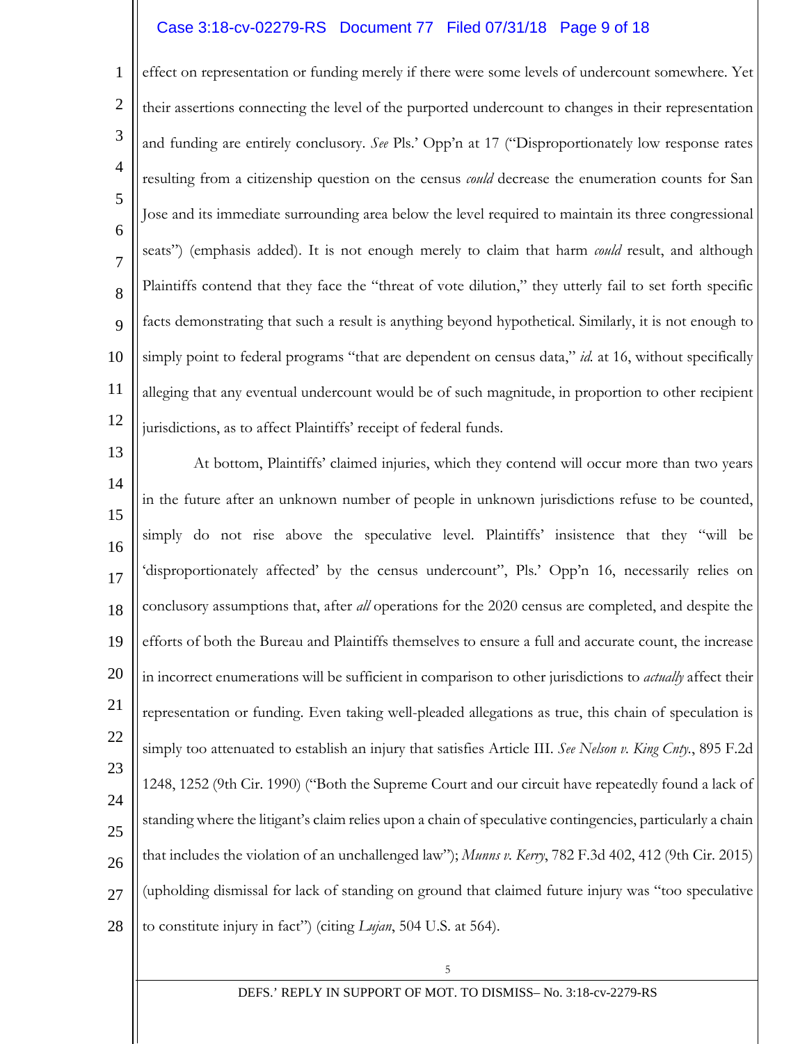effect on representation or funding merely if there were some levels of undercount somewhere. Yet their assertions connecting the level of the purported undercount to changes in their representation and funding are entirely conclusory. *See* Pls.' Opp'n at 17 ("Disproportionately low response rates resulting from a citizenship question on the census *could* decrease the enumeration counts for San Jose and its immediate surrounding area below the level required to maintain its three congressional seats") (emphasis added). It is not enough merely to claim that harm *could* result, and although Plaintiffs contend that they face the "threat of vote dilution," they utterly fail to set forth specific facts demonstrating that such a result is anything beyond hypothetical. Similarly, it is not enough to simply point to federal programs "that are dependent on census data," *id.* at 16, without specifically alleging that any eventual undercount would be of such magnitude, in proportion to other recipient jurisdictions, as to affect Plaintiffs' receipt of federal funds.

At bottom, Plaintiffs' claimed injuries, which they contend will occur more than two years in the future after an unknown number of people in unknown jurisdictions refuse to be counted, simply do not rise above the speculative level. Plaintiffs' insistence that they "will be 'disproportionately affected' by the census undercount", Pls.' Opp'n 16, necessarily relies on conclusory assumptions that, after *all* operations for the 2020 census are completed, and despite the efforts of both the Bureau and Plaintiffs themselves to ensure a full and accurate count, the increase in incorrect enumerations will be sufficient in comparison to other jurisdictions to *actually* affect their representation or funding. Even taking well-pleaded allegations as true, this chain of speculation is simply too attenuated to establish an injury that satisfies Article III. *See Nelson v. King Cnty.*, 895 F.2d 1248, 1252 (9th Cir. 1990) ("Both the Supreme Court and our circuit have repeatedly found a lack of standing where the litigant's claim relies upon a chain of speculative contingencies, particularly a chain that includes the violation of an unchallenged law"); *Munns v. Kerry*, 782 F.3d 402, 412 (9th Cir. 2015) (upholding dismissal for lack of standing on ground that claimed future injury was "too speculative to constitute injury in fact") (citing *Lujan*, 504 U.S. at 564).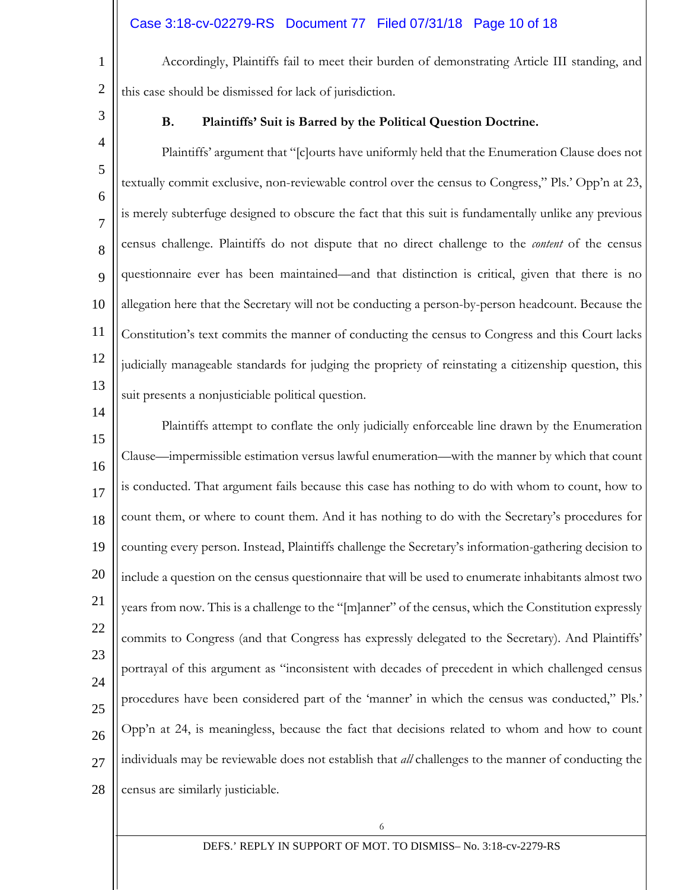Accordingly, Plaintiffs fail to meet their burden of demonstrating Article III standing, and this case should be dismissed for lack of jurisdiction.

### B. Plaintiffs' Suit is Barred by the Political Question Doctrine.

Plaintiffs' argument that "[c]ourts have uniformly held that the Enumeration Clause does not textually commit exclusive, non-reviewable control over the census to Congress," Pls.' Opp'n at 23, is merely subterfuge designed to obscure the fact that this suit is fundamentally unlike any previous census challenge. Plaintiffs do not dispute that no direct challenge to the *content* of the census questionnaire ever has been maintained—and that distinction is critical, given that there is no allegation here that the Secretary will not be conducting a person-by-person headcount. Because the Constitution's text commits the manner of conducting the census to Congress and this Court lacks judicially manageable standards for judging the propriety of reinstating a citizenship question, this suit presents a nonjusticiable political question.

Plaintiffs attempt to conflate the only judicially enforceable line drawn by the Enumeration Clause—impermissible estimation versus lawful enumeration—with the manner by which that count is conducted. That argument fails because this case has nothing to do with whom to count, how to count them, or where to count them. And it has nothing to do with the Secretary's procedures for counting every person. Instead, Plaintiffs challenge the Secretary's information-gathering decision to include a question on the census questionnaire that will be used to enumerate inhabitants almost two years from now. This is a challenge to the "[m]anner" of the census, which the Constitution expressly commits to Congress (and that Congress has expressly delegated to the Secretary). And Plaintiffs' portrayal of this argument as "inconsistent with decades of precedent in which challenged census procedures have been considered part of the 'manner' in which the census was conducted," Pls.' Opp'n at 24, is meaningless, because the fact that decisions related to whom and how to count individuals may be reviewable does not establish that *all* challenges to the manner of conducting the census are similarly justiciable.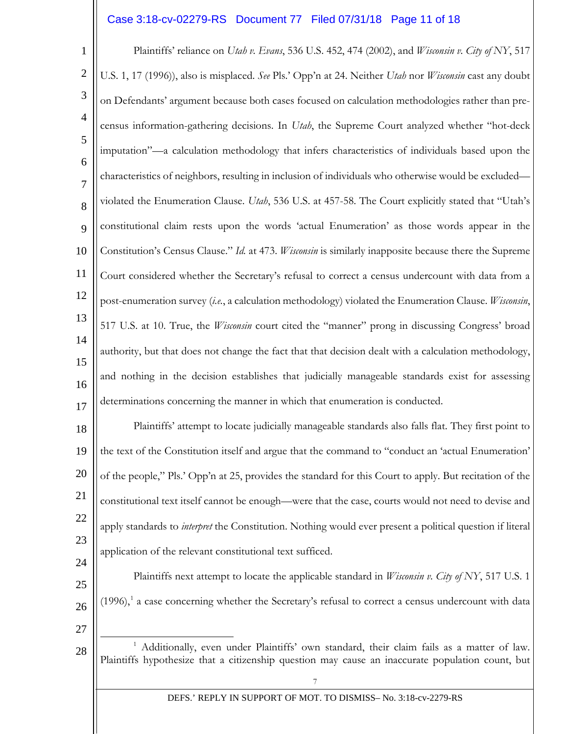Plaintiffs' reliance on *Utah v. Evans*, 536 U.S. 452, 474 (2002), and *Wisconsin v. City of NY*, 517 U.S. 1, 17 (1996)), also is misplaced. *See* Pls.' Opp'n at 24. Neither *Utah* nor *Wisconsin* cast any doubt on Defendants' argument because both cases focused on calculation methodologies rather than pre-census information-gathering decisions. In *Utah*, the Supreme Court analyzed whether "hot-deck imputation"—a calculation methodology that infers characteristics of individuals based upon the characteristics of neighbors, resulting in inclusion of individuals who otherwise would be excluded—violated the Enumeration Clause. *Utah*, 536 U.S. at 457-58. The Court explicitly stated that "Utah's constitutional claim rests upon the words 'actual Enumeration' as those words appear in the Constitution's Census Clause." *Id.* at 473. *Wisconsin* is similarly inapposite because there the Supreme Court considered whether the Secretary's refusal to correct a census undercount with data from a post-enumeration survey (*i.e.*, a calculation methodology) violated the Enumeration Clause. *Wisconsin*, 517 U.S. at 10. True, the *Wisconsin* court cited the "manner" prong in discussing Congress' broad authority, but that does not change the fact that that decision dealt with a calculation methodology, and nothing in the decision establishes that judicially manageable standards exist for assessing determinations concerning the manner in which that enumeration is conducted.

Plaintiffs' attempt to locate judicially manageable standards also falls flat. They first point to the text of the Constitution itself and argue that the command to "conduct an 'actual Enumeration' of the people," Pls.' Opp'n at 25, provides the standard for this Court to apply. But recitation of the constitutional text itself cannot be enough—were that the case, courts would not need to devise and apply standards to *interpret* the Constitution. Nothing would ever present a political question if literal application of the relevant constitutional text sufficed.

Plaintiffs next attempt to locate the applicable standard in *Wisconsin v. City of NY*, 517 U.S. 1 (1996),[1] a case concerning whether the Secretary's refusal to correct a census undercount with data

---

[1] Additionally, even under Plaintiffs' own standard, their claim fails as a matter of law. Plaintiffs hypothesize that a citizenship question may cause an inaccurate population count, but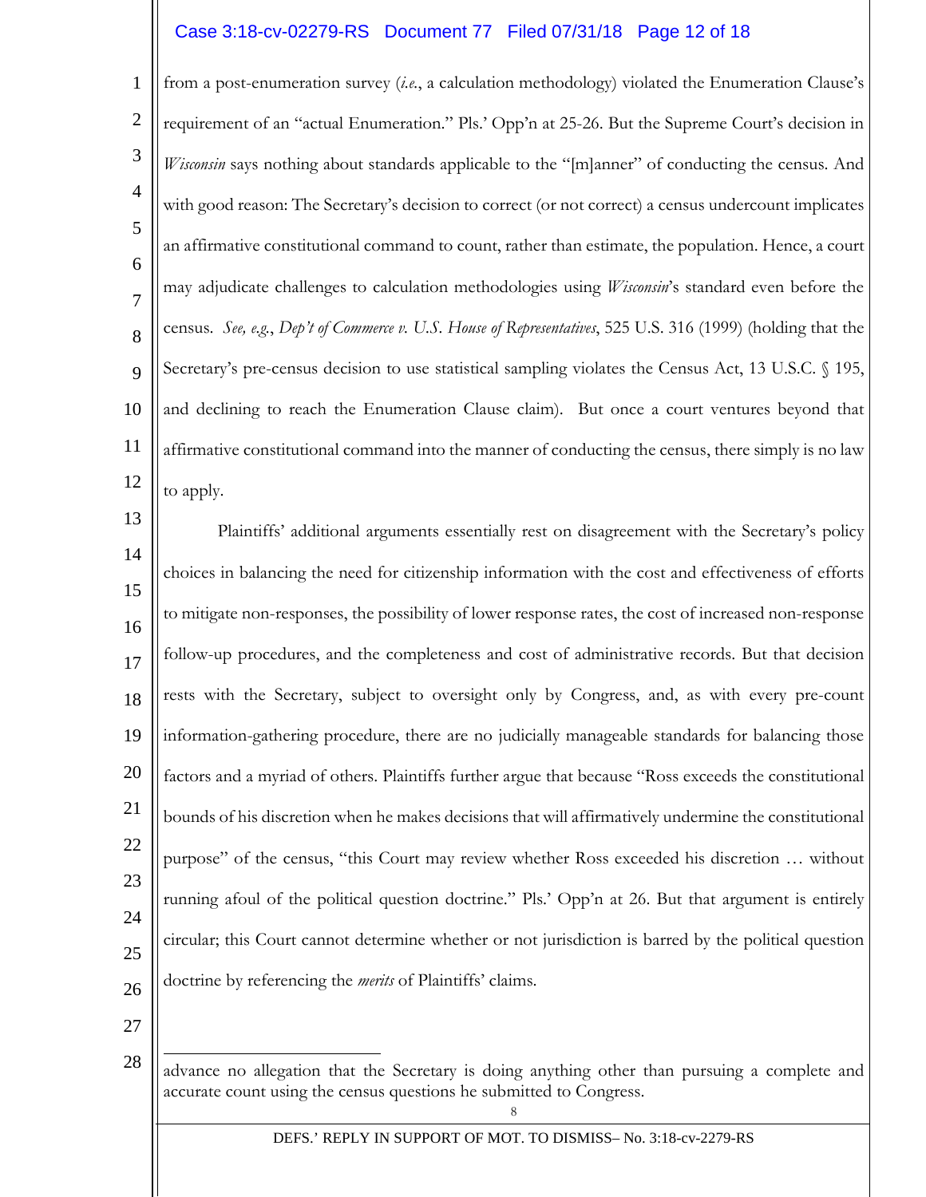from a post-enumeration survey (*i.e.*, a calculation methodology) violated the Enumeration Clause's requirement of an "actual Enumeration." Pls.' Opp'n at 25-26. But the Supreme Court's decision in *Wisconsin* says nothing about standards applicable to the "[m]anner" of conducting the census. And with good reason: The Secretary's decision to correct (or not correct) a census undercount implicates an affirmative constitutional command to count, rather than estimate, the population. Hence, a court may adjudicate challenges to calculation methodologies using *Wisconsin*'s standard even before the census. *See, e.g.*, *Dep't of Commerce v. U.S. House of Representatives*, 525 U.S. 316 (1999) (holding that the Secretary's pre-census decision to use statistical sampling violates the Census Act, 13 U.S.C. § 195, and declining to reach the Enumeration Clause claim). But once a court ventures beyond that affirmative constitutional command into the manner of conducting the census, there simply is no law to apply.

Plaintiffs' additional arguments essentially rest on disagreement with the Secretary's policy choices in balancing the need for citizenship information with the cost and effectiveness of efforts to mitigate non-responses, the possibility of lower response rates, the cost of increased non-response follow-up procedures, and the completeness and cost of administrative records. But that decision rests with the Secretary, subject to oversight only by Congress, and, as with every pre-count information-gathering procedure, there are no judicially manageable standards for balancing those factors and a myriad of others. Plaintiffs further argue that because "Ross exceeds the constitutional bounds of his discretion when he makes decisions that will affirmatively undermine the constitutional purpose" of the census, "this Court may review whether Ross exceeded his discretion … without running afoul of the political question doctrine." Pls.' Opp'n at 26. But that argument is entirely circular; this Court cannot determine whether or not jurisdiction is barred by the political question doctrine by referencing the *merits* of Plaintiffs' claims.

---

advance no allegation that the Secretary is doing anything other than pursuing a complete and accurate count using the census questions he submitted to Congress.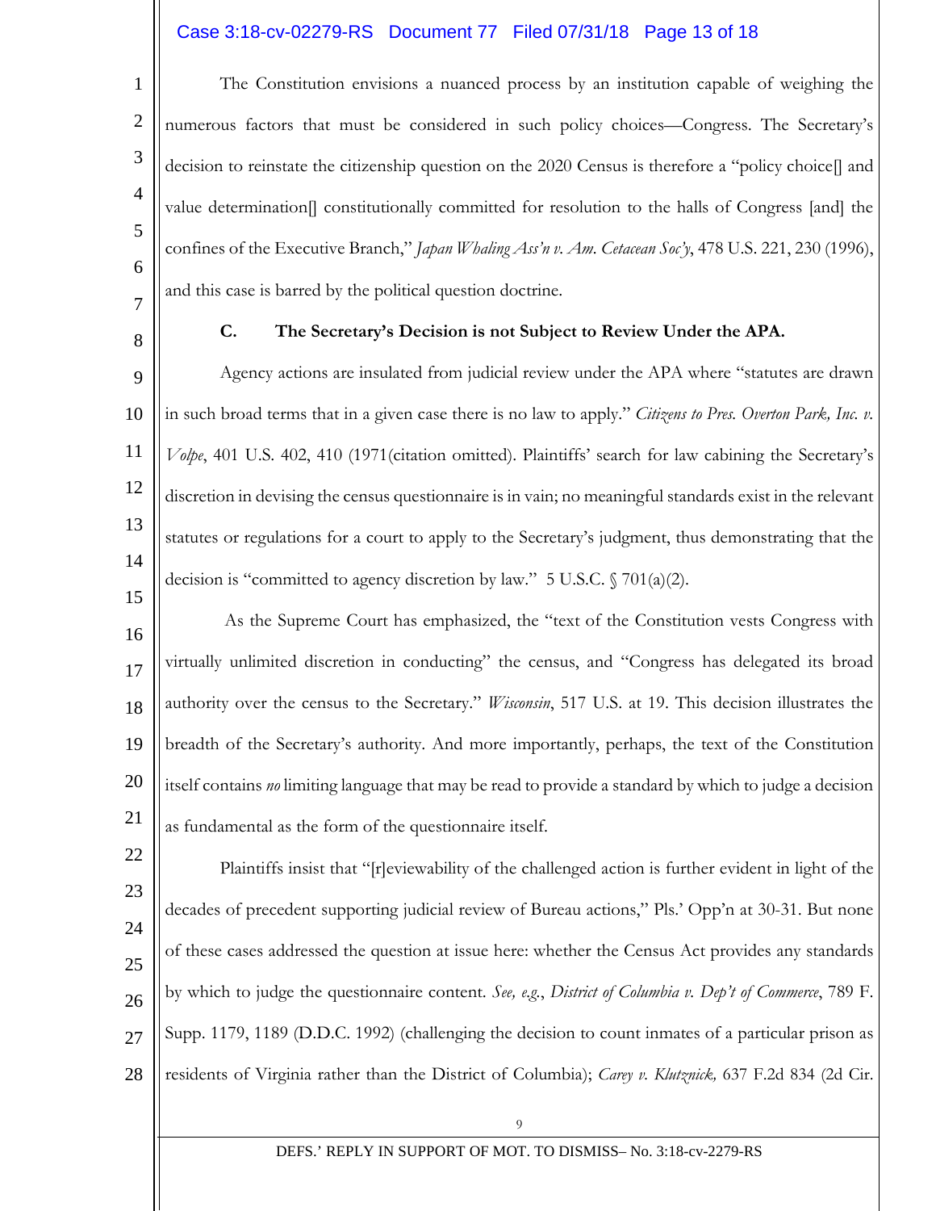The Constitution envisions a nuanced process by an institution capable of weighing the numerous factors that must be considered in such policy choices—Congress. The Secretary's decision to reinstate the citizenship question on the 2020 Census is therefore a "policy choice[] and value determination[] constitutionally committed for resolution to the halls of Congress [and] the confines of the Executive Branch," *Japan Whaling Ass'n v. Am. Cetacean Soc'y*, 478 U.S. 221, 230 (1996), and this case is barred by the political question doctrine.

**C. The Secretary's Decision is not Subject to Review Under the APA.**

Agency actions are insulated from judicial review under the APA where "statutes are drawn in such broad terms that in a given case there is no law to apply." *Citizens to Pres. Overton Park, Inc. v. Volpe*, 401 U.S. 402, 410 (1971(citation omitted). Plaintiffs' search for law cabining the Secretary's discretion in devising the census questionnaire is in vain; no meaningful standards exist in the relevant statutes or regulations for a court to apply to the Secretary's judgment, thus demonstrating that the decision is "committed to agency discretion by law." 5 U.S.C. § 701(a)(2).

As the Supreme Court has emphasized, the "text of the Constitution vests Congress with virtually unlimited discretion in conducting" the census, and "Congress has delegated its broad authority over the census to the Secretary." *Wisconsin*, 517 U.S. at 19. This decision illustrates the breadth of the Secretary's authority. And more importantly, perhaps, the text of the Constitution itself contains *no* limiting language that may be read to provide a standard by which to judge a decision as fundamental as the form of the questionnaire itself.

Plaintiffs insist that "[r]eviewability of the challenged action is further evident in light of the decades of precedent supporting judicial review of Bureau actions," Pls.' Opp'n at 30-31. But none of these cases addressed the question at issue here: whether the Census Act provides any standards by which to judge the questionnaire content. *See, e.g.*, *District of Columbia v. Dep't of Commerce*, 789 F. Supp. 1179, 1189 (D.D.C. 1992) (challenging the decision to count inmates of a particular prison as residents of Virginia rather than the District of Columbia); *Carey v. Klutznick,* 637 F.2d 834 (2d Cir.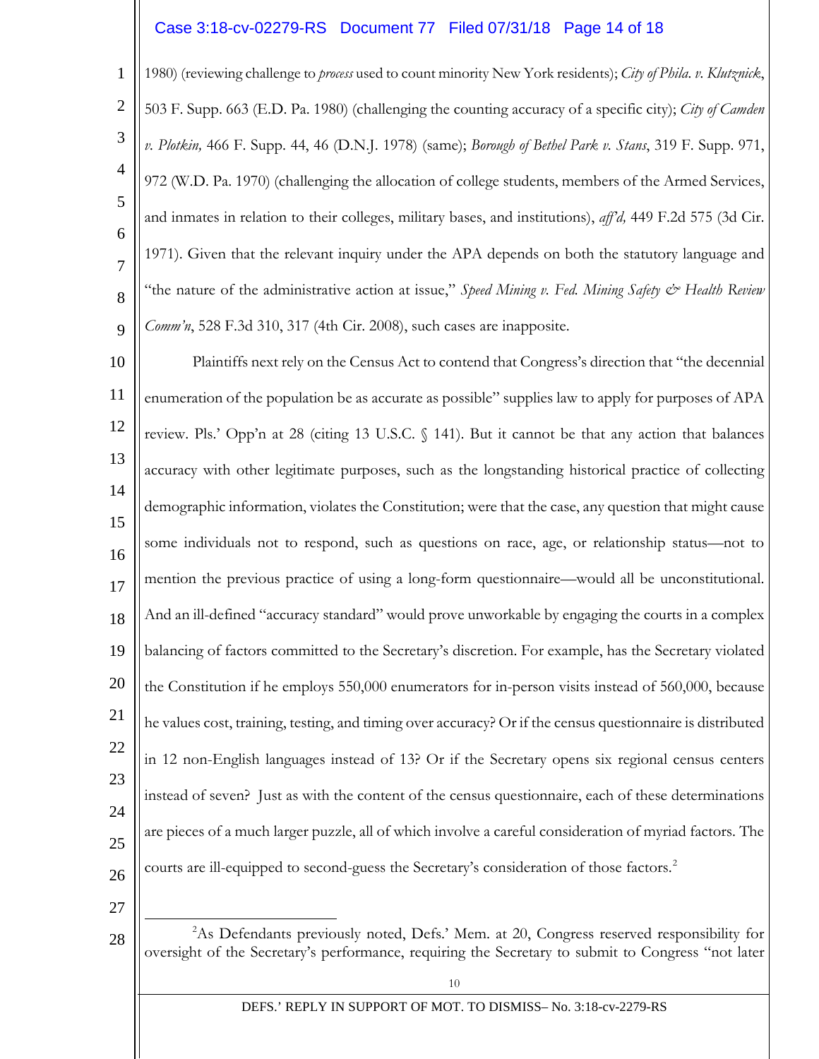1980) (reviewing challenge to *process* used to count minority New York residents); *City of Phila. v. Klutznick*, 503 F. Supp. 663 (E.D. Pa. 1980) (challenging the counting accuracy of a specific city); *City of Camden v. Plotkin,* 466 F. Supp. 44, 46 (D.N.J. 1978) (same); *Borough of Bethel Park v. Stans*, 319 F. Supp. 971, 972 (W.D. Pa. 1970) (challenging the allocation of college students, members of the Armed Services, and inmates in relation to their colleges, military bases, and institutions), *aff'd,* 449 F.2d 575 (3d Cir. 1971). Given that the relevant inquiry under the APA depends on both the statutory language and "the nature of the administrative action at issue," *Speed Mining v. Fed. Mining Safety & Health Review Comm'n*, 528 F.3d 310, 317 (4th Cir. 2008), such cases are inapposite.

Plaintiffs next rely on the Census Act to contend that Congress's direction that "the decennial enumeration of the population be as accurate as possible" supplies law to apply for purposes of APA review. Pls.' Opp'n at 28 (citing 13 U.S.C. § 141). But it cannot be that any action that balances accuracy with other legitimate purposes, such as the longstanding historical practice of collecting demographic information, violates the Constitution; were that the case, any question that might cause some individuals not to respond, such as questions on race, age, or relationship status—not to mention the previous practice of using a long-form questionnaire—would all be unconstitutional. And an ill-defined "accuracy standard" would prove unworkable by engaging the courts in a complex balancing of factors committed to the Secretary's discretion. For example, has the Secretary violated the Constitution if he employs 550,000 enumerators for in-person visits instead of 560,000, because he values cost, training, testing, and timing over accuracy? Or if the census questionnaire is distributed in 12 non-English languages instead of 13? Or if the Secretary opens six regional census centers instead of seven? Just as with the content of the census questionnaire, each of these determinations are pieces of a much larger puzzle, all of which involve a careful consideration of myriad factors. The courts are ill-equipped to second-guess the Secretary's consideration of those factors.[2]

---

[2]As Defendants previously noted, Defs.' Mem. at 20, Congress reserved responsibility for oversight of the Secretary's performance, requiring the Secretary to submit to Congress "not later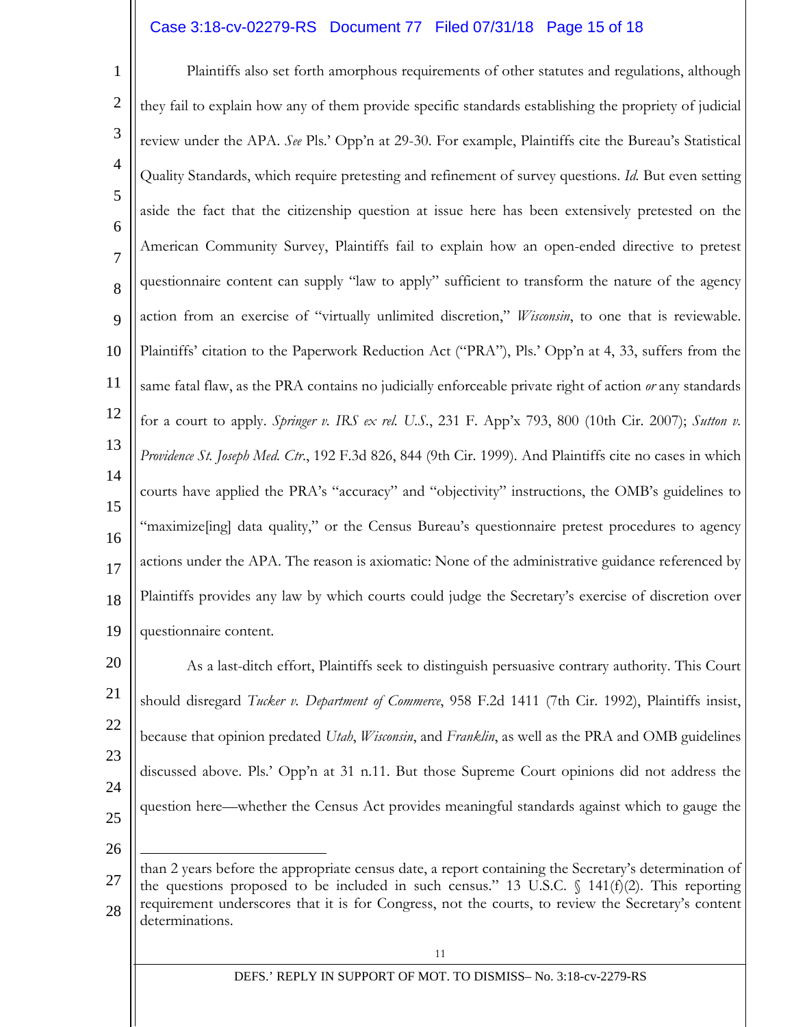Plaintiffs also set forth amorphous requirements of other statutes and regulations, although they fail to explain how any of them provide specific standards establishing the propriety of judicial review under the APA. *See* Pls.' Opp'n at 29-30. For example, Plaintiffs cite the Bureau's Statistical Quality Standards, which require pretesting and refinement of survey questions. *Id.* But even setting aside the fact that the citizenship question at issue here has been extensively pretested on the American Community Survey, Plaintiffs fail to explain how an open-ended directive to pretest questionnaire content can supply "law to apply" sufficient to transform the nature of the agency action from an exercise of "virtually unlimited discretion," *Wisconsin*, to one that is reviewable. Plaintiffs' citation to the Paperwork Reduction Act ("PRA"), Pls.' Opp'n at 4, 33, suffers from the same fatal flaw, as the PRA contains no judicially enforceable private right of action *or* any standards for a court to apply. *Springer v. IRS ex rel. U.S.*, 231 F. App'x 793, 800 (10th Cir. 2007); *Sutton v. Providence St. Joseph Med. Ctr.*, 192 F.3d 826, 844 (9th Cir. 1999). And Plaintiffs cite no cases in which courts have applied the PRA's "accuracy" and "objectivity" instructions, the OMB's guidelines to "maximize[ing] data quality," or the Census Bureau's questionnaire pretest procedures to agency actions under the APA. The reason is axiomatic: None of the administrative guidance referenced by Plaintiffs provides any law by which courts could judge the Secretary's exercise of discretion over questionnaire content.

As a last-ditch effort, Plaintiffs seek to distinguish persuasive contrary authority. This Court should disregard *Tucker v. Department of Commerce*, 958 F.2d 1411 (7th Cir. 1992), Plaintiffs insist, because that opinion predated *Utah*, *Wisconsin*, and *Franklin*, as well as the PRA and OMB guidelines discussed above. Pls.' Opp'n at 31 n.11. But those Supreme Court opinions did not address the question here—whether the Census Act provides meaningful standards against which to gauge the

---

than 2 years before the appropriate census date, a report containing the Secretary's determination of the questions proposed to be included in such census." 13 U.S.C. § 141(f)(2). This reporting requirement underscores that it is for Congress, not the courts, to review the Secretary's content determinations.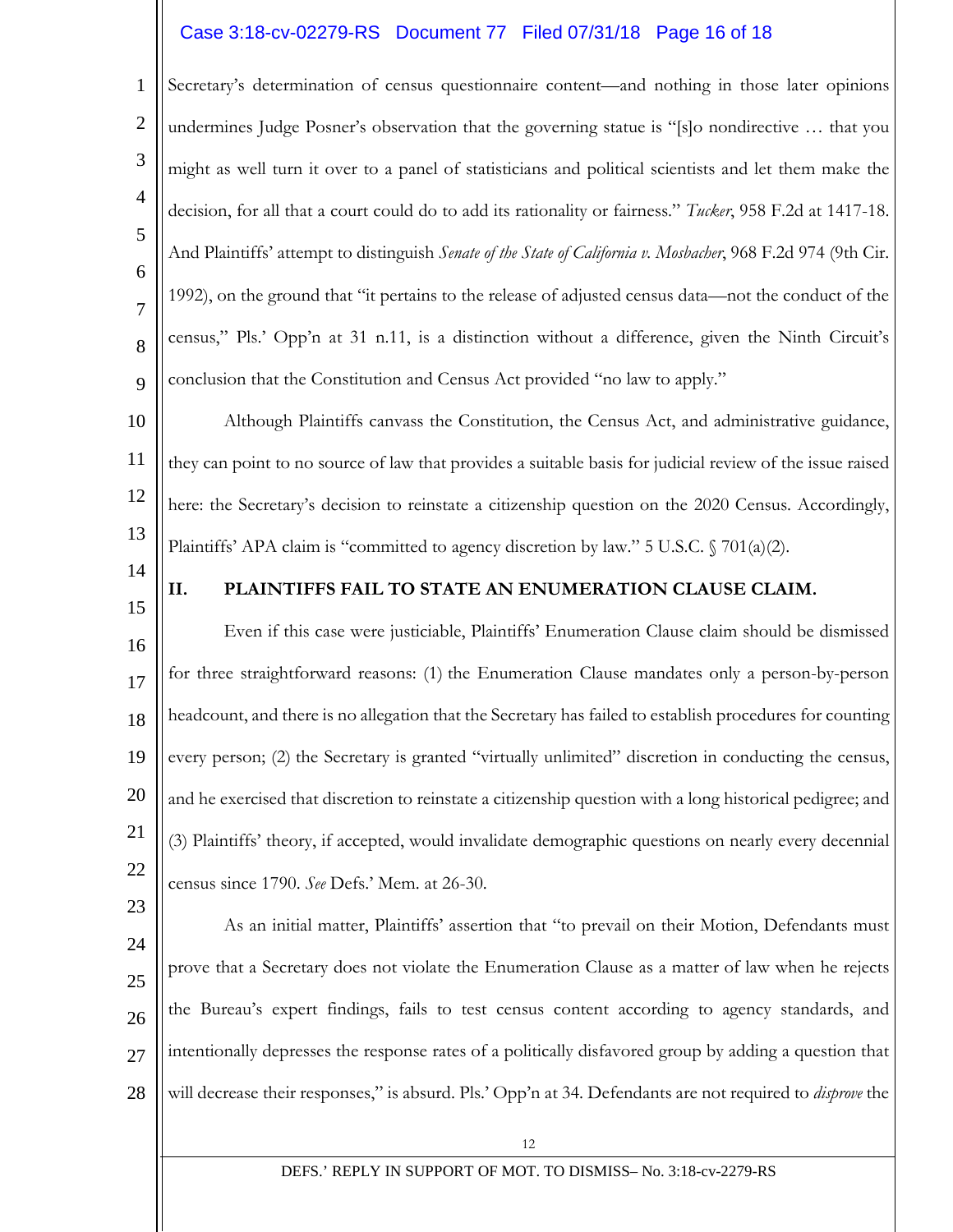Secretary's determination of census questionnaire content—and nothing in those later opinions undermines Judge Posner's observation that the governing statue is "[s]o nondirective … that you might as well turn it over to a panel of statisticians and political scientists and let them make the decision, for all that a court could do to add its rationality or fairness." *Tucker*, 958 F.2d at 1417-18. And Plaintiffs' attempt to distinguish *Senate of the State of California v. Mosbacher*, 968 F.2d 974 (9th Cir. 1992), on the ground that "it pertains to the release of adjusted census data—not the conduct of the census," Pls.' Opp'n at 31 n.11, is a distinction without a difference, given the Ninth Circuit's conclusion that the Constitution and Census Act provided "no law to apply."

Although Plaintiffs canvass the Constitution, the Census Act, and administrative guidance, they can point to no source of law that provides a suitable basis for judicial review of the issue raised here: the Secretary's decision to reinstate a citizenship question on the 2020 Census. Accordingly, Plaintiffs' APA claim is "committed to agency discretion by law." 5 U.S.C. § 701(a)(2).

## II. PLAINTIFFS FAIL TO STATE AN ENUMERATION CLAUSE CLAIM.

Even if this case were justiciable, Plaintiffs' Enumeration Clause claim should be dismissed for three straightforward reasons: (1) the Enumeration Clause mandates only a person-by-person headcount, and there is no allegation that the Secretary has failed to establish procedures for counting every person; (2) the Secretary is granted "virtually unlimited" discretion in conducting the census, and he exercised that discretion to reinstate a citizenship question with a long historical pedigree; and (3) Plaintiffs' theory, if accepted, would invalidate demographic questions on nearly every decennial census since 1790. *See* Defs.' Mem. at 26-30.

As an initial matter, Plaintiffs' assertion that "to prevail on their Motion, Defendants must prove that a Secretary does not violate the Enumeration Clause as a matter of law when he rejects the Bureau's expert findings, fails to test census content according to agency standards, and intentionally depresses the response rates of a politically disfavored group by adding a question that will decrease their responses," is absurd. Pls.' Opp'n at 34. Defendants are not required to *disprove* the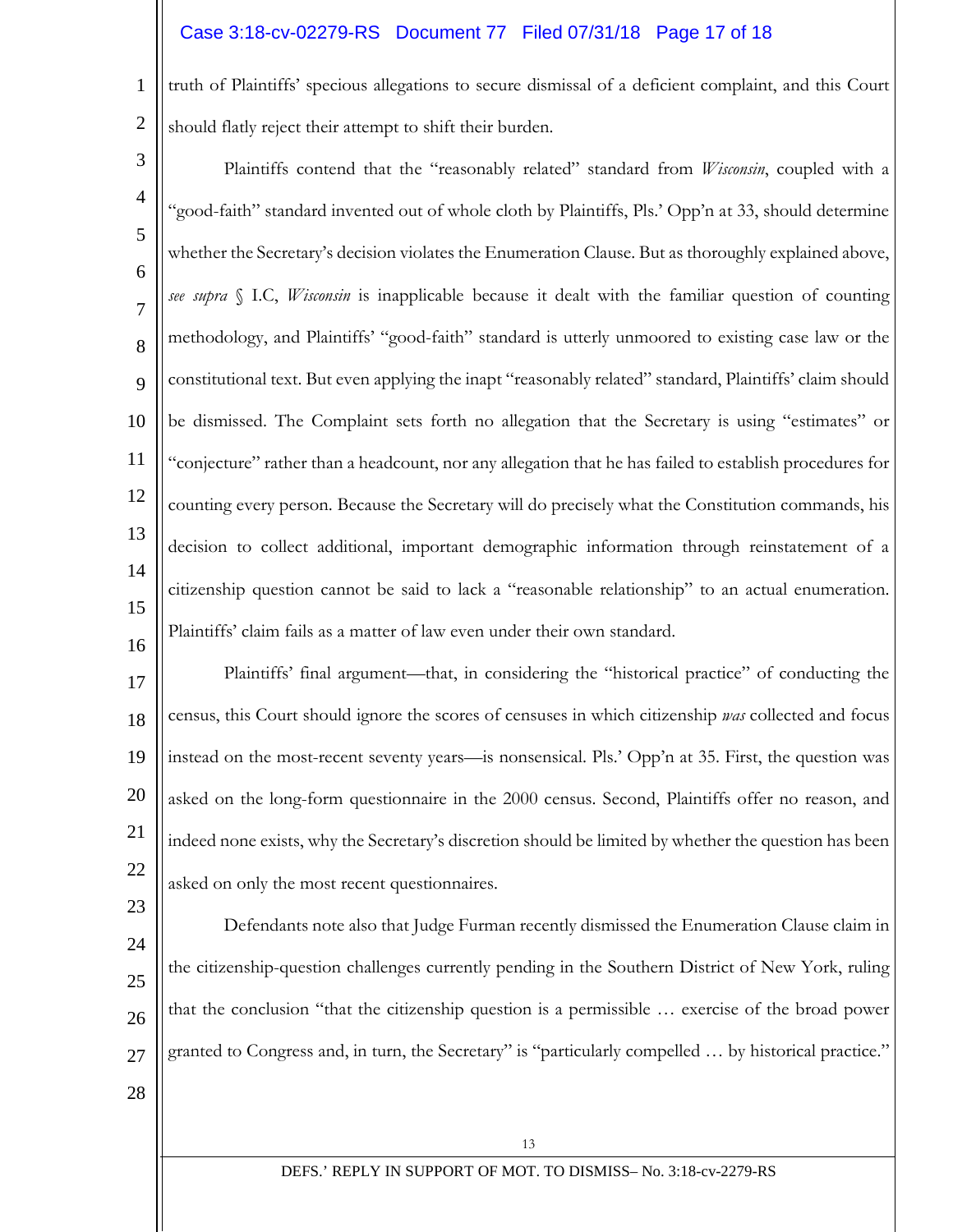truth of Plaintiffs' specious allegations to secure dismissal of a deficient complaint, and this Court should flatly reject their attempt to shift their burden.

Plaintiffs contend that the "reasonably related" standard from *Wisconsin*, coupled with a "good-faith" standard invented out of whole cloth by Plaintiffs, Pls.' Opp'n at 33, should determine whether the Secretary's decision violates the Enumeration Clause. But as thoroughly explained above, *see supra* § I.C, *Wisconsin* is inapplicable because it dealt with the familiar question of counting methodology, and Plaintiffs' "good-faith" standard is utterly unmoored to existing case law or the constitutional text. But even applying the inapt "reasonably related" standard, Plaintiffs' claim should be dismissed. The Complaint sets forth no allegation that the Secretary is using "estimates" or "conjecture" rather than a headcount, nor any allegation that he has failed to establish procedures for counting every person. Because the Secretary will do precisely what the Constitution commands, his decision to collect additional, important demographic information through reinstatement of a citizenship question cannot be said to lack a "reasonable relationship" to an actual enumeration. Plaintiffs' claim fails as a matter of law even under their own standard.

Plaintiffs' final argument—that, in considering the "historical practice" of conducting the census, this Court should ignore the scores of censuses in which citizenship *was* collected and focus instead on the most-recent seventy years—is nonsensical. Pls.' Opp'n at 35. First, the question was asked on the long-form questionnaire in the 2000 census. Second, Plaintiffs offer no reason, and indeed none exists, why the Secretary's discretion should be limited by whether the question has been asked on only the most recent questionnaires.

Defendants note also that Judge Furman recently dismissed the Enumeration Clause claim in the citizenship-question challenges currently pending in the Southern District of New York, ruling that the conclusion "that the citizenship question is a permissible … exercise of the broad power granted to Congress and, in turn, the Secretary" is "particularly compelled … by historical practice."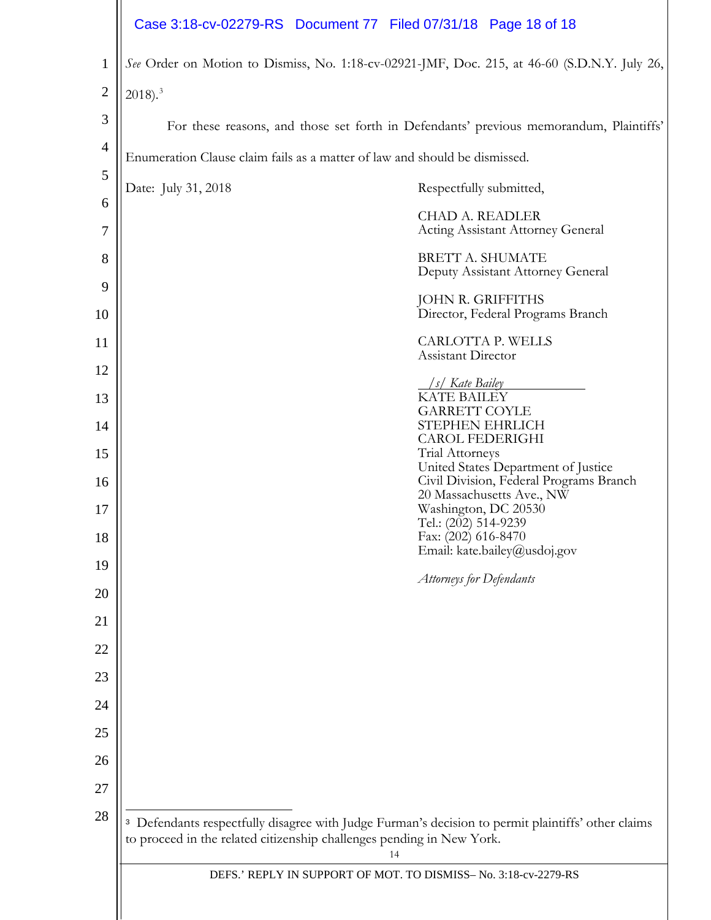*See* Order on Motion to Dismiss, No. 1:18-cv-02921-JMF, Doc. 215, at 46-60 (S.D.N.Y. July 26, 2018).[3]

For these reasons, and those set forth in Defendants' previous memorandum, Plaintiffs' Enumeration Clause claim fails as a matter of law and should be dismissed.

Date: July 31, 2018

Respectfully submitted,

CHAD A. READLER
Acting Assistant Attorney General

BRETT A. SHUMATE
Deputy Assistant Attorney General

JOHN R. GRIFFITHS
Director, Federal Programs Branch

CARLOTTA P. WELLS
Assistant Director

*/s/ Kate Bailey*
KATE BAILEY
GARRETT COYLE
STEPHEN EHRLICH
CAROL FEDERIGHI
Trial Attorneys
United States Department of Justice
Civil Division, Federal Programs Branch
20 Massachusetts Ave., NW
Washington, DC 20530
Tel.: (202) 514-9239
Fax: (202) 616-8470
Email: kate.bailey@usdoj.gov

*Attorneys for Defendants*

---

[3] Defendants respectfully disagree with Judge Furman's decision to permit plaintiffs' other claims to proceed in the related citizenship challenges pending in New York.